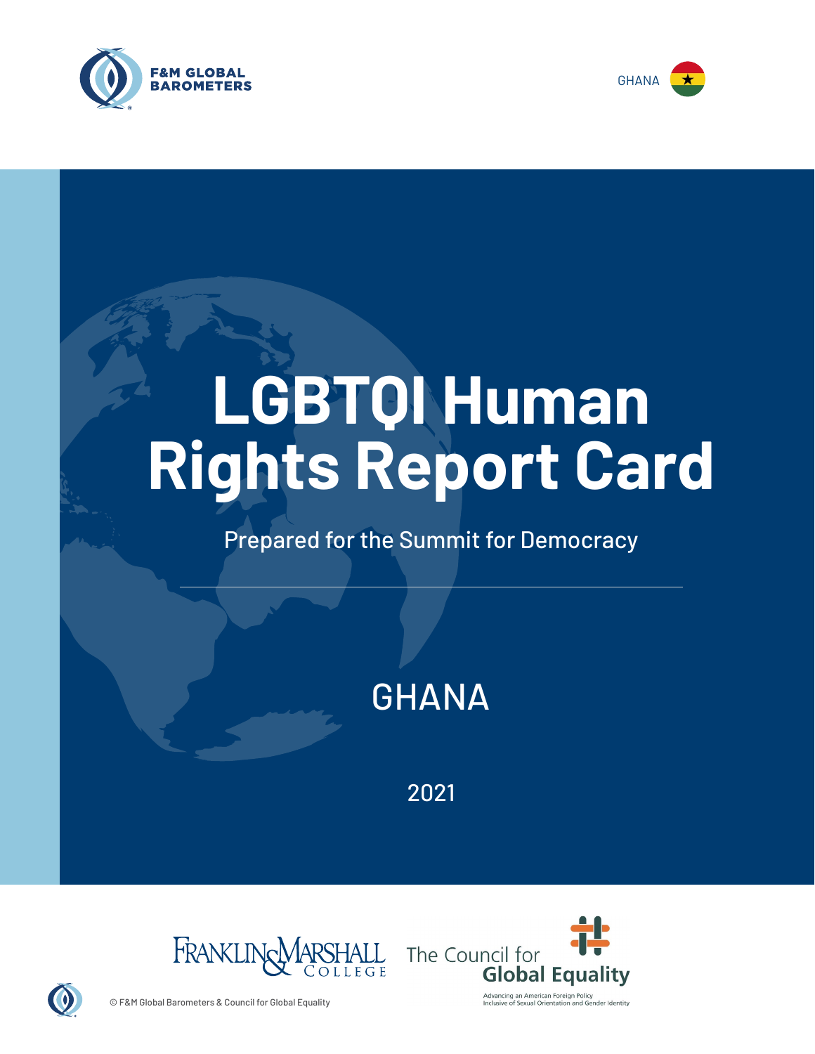F&M GLOBAL BAROMETERS

GHANA

# LGBTQI Human Rights Report Card

Prepared for the Summit for Democracy

## GHANA

2021

Franklin & Marshall College

The Council for Global Equality

Advancing an American Foreign Policy Inclusive of Sexual Orientation and Gender Identity

© F&M Global Barometers & Council for Global Equality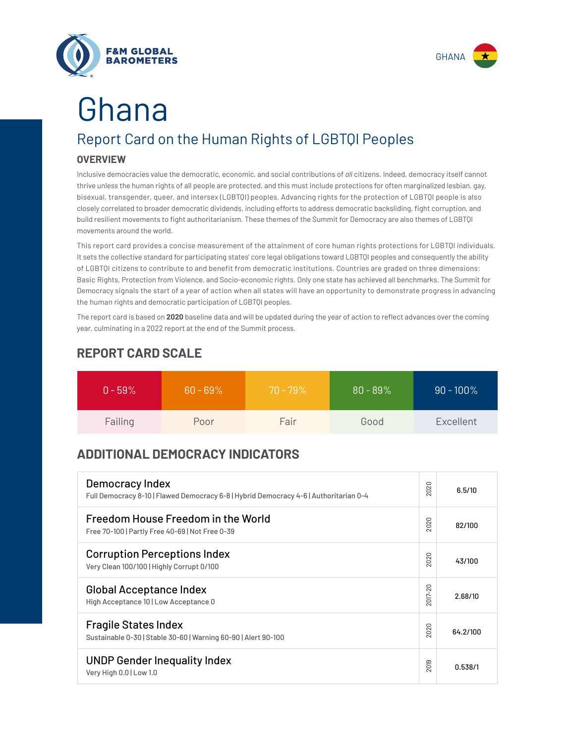# Ghana

## Report Card on the Human Rights of LGBTQI Peoples

### OVERVIEW

Inclusive democracies value the democratic, economic, and social contributions of *all* citizens. Indeed, democracy itself cannot thrive unless the human rights of all people are protected, and this must include protections for often marginalized lesbian, gay, bisexual, transgender, queer, and intersex (LGBTQI) peoples. Advancing rights for the protection of LGBTQI people is also closely correlated to broader democratic dividends, including efforts to address democratic backsliding, fight corruption, and build resilient movements to fight authoritarianism. These themes of the Summit for Democracy are also themes of LGBTQI movements around the world.

This report card provides a concise measurement of the attainment of core human rights protections for LGBTQI individuals. It sets the collective standard for participating states' core legal obligations toward LGBTQI peoples and consequently the ability of LGBTQI citizens to contribute to and benefit from democratic institutions. Countries are graded on three dimensions: Basic Rights, Protection from Violence, and Socio-economic rights. Only one state has achieved all benchmarks. The Summit for Democracy signals the start of a year of action when all states will have an opportunity to demonstrate progress in advancing the human rights and democratic participation of LGBTQI peoples.

The report card is based on **2020** baseline data and will be updated during the year of action to reflect advances over the coming year, culminating in a 2022 report at the end of the Summit process.

### REPORT CARD SCALE

| 0 - 59% | 60 - 69% | 70 - 79% | 80 - 89% | 90 - 100% |
|---|---|---|---|---|
| Failing | Poor | Fair | Good | Excellent |

### ADDITIONAL DEMOCRACY INDICATORS

| Indicator | Year | Score |
|---|---|---|
| **Democracy Index**<br>Full Democracy 8-10 \| Flawed Democracy 6-8 \| Hybrid Democracy 4-6 \| Authoritarian 0-4 | 2020 | 6.5/10 |
| **Freedom House Freedom in the World**<br>Free 70-100 \| Partly Free 40-69 \| Not Free 0-39 | 2020 | 82/100 |
| **Corruption Perceptions Index**<br>Very Clean 100/100 \| Highly Corrupt 0/100 | 2020 | 43/100 |
| **Global Acceptance Index**<br>High Acceptance 10 \| Low Acceptance 0 | 2017-20 | 2.68/10 |
| **Fragile States Index**<br>Sustainable 0-30 \| Stable 30-60 \| Warning 60-90 \| Alert 90-100 | 2020 | 64.2/100 |
| **UNDP Gender Inequality Index**<br>Very High 0.0 \| Low 1.0 | 2019 | 0.538/1 |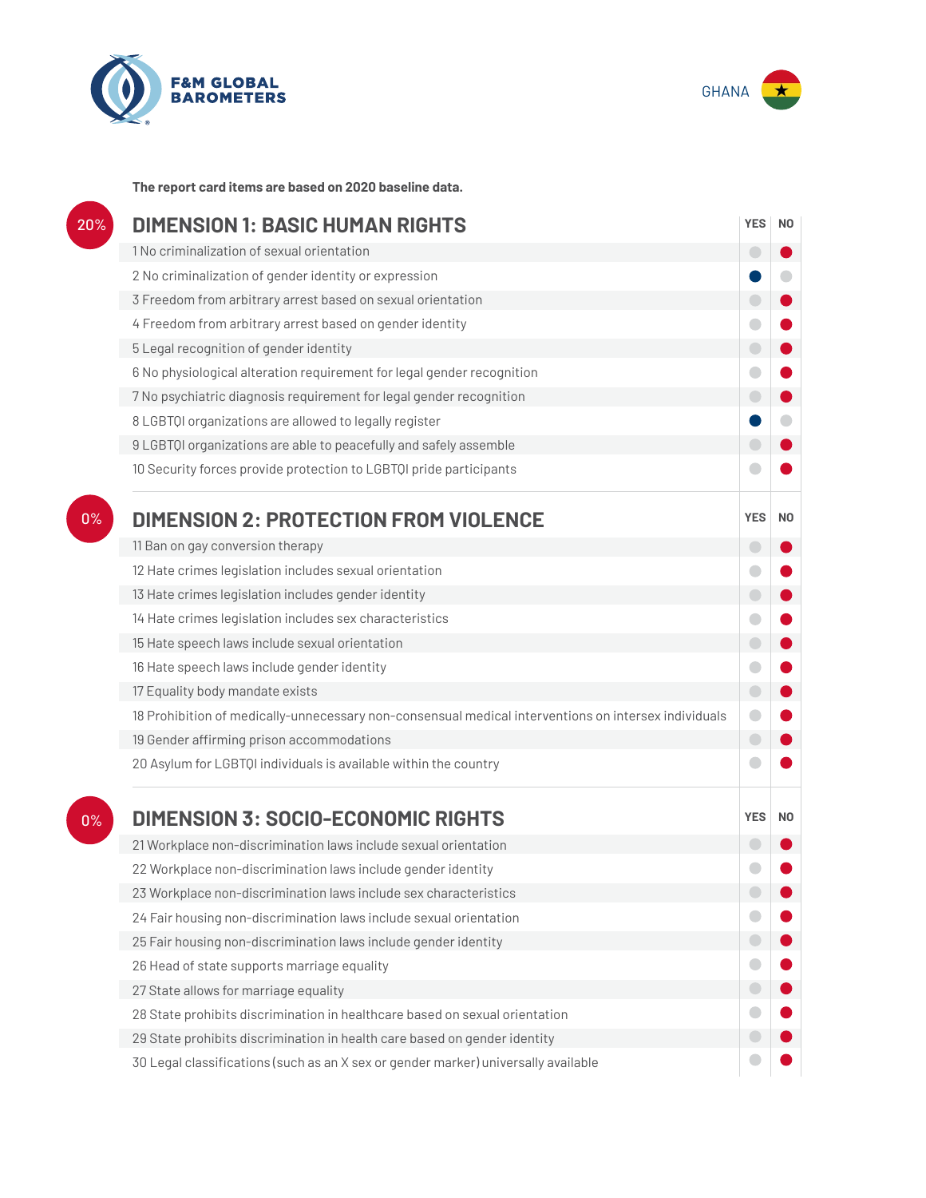F&M GLOBAL BAROMETERS

GHANA

**The report card items are based on 2020 baseline data.**

## 20% DIMENSION 1: BASIC HUMAN RIGHTS

| | YES | NO |
|---|---|---|
| 1 No criminalization of sexual orientation | | ● |
| 2 No criminalization of gender identity or expression | ● | |
| 3 Freedom from arbitrary arrest based on sexual orientation | | ● |
| 4 Freedom from arbitrary arrest based on gender identity | | ● |
| 5 Legal recognition of gender identity | | ● |
| 6 No physiological alteration requirement for legal gender recognition | | ● |
| 7 No psychiatric diagnosis requirement for legal gender recognition | | ● |
| 8 LGBTQI organizations are allowed to legally register | ● | |
| 9 LGBTQI organizations are able to peacefully and safely assemble | | ● |
| 10 Security forces provide protection to LGBTQI pride participants | | ● |

## 0% DIMENSION 2: PROTECTION FROM VIOLENCE

| | YES | NO |
|---|---|---|
| 11 Ban on gay conversion therapy | | ● |
| 12 Hate crimes legislation includes sexual orientation | | ● |
| 13 Hate crimes legislation includes gender identity | | ● |
| 14 Hate crimes legislation includes sex characteristics | | ● |
| 15 Hate speech laws include sexual orientation | | ● |
| 16 Hate speech laws include gender identity | | ● |
| 17 Equality body mandate exists | | ● |
| 18 Prohibition of medically-unnecessary non-consensual medical interventions on intersex individuals | | ● |
| 19 Gender affirming prison accommodations | | ● |
| 20 Asylum for LGBTQI individuals is available within the country | | ● |

## 0% DIMENSION 3: SOCIO-ECONOMIC RIGHTS

| | YES | NO |
|---|---|---|
| 21 Workplace non-discrimination laws include sexual orientation | | ● |
| 22 Workplace non-discrimination laws include gender identity | | ● |
| 23 Workplace non-discrimination laws include sex characteristics | | ● |
| 24 Fair housing non-discrimination laws include sexual orientation | | ● |
| 25 Fair housing non-discrimination laws include gender identity | | ● |
| 26 Head of state supports marriage equality | | ● |
| 27 State allows for marriage equality | | ● |
| 28 State prohibits discrimination in healthcare based on sexual orientation | | ● |
| 29 State prohibits discrimination in health care based on gender identity | | ● |
| 30 Legal classifications (such as an X sex or gender marker) universally available | | ● |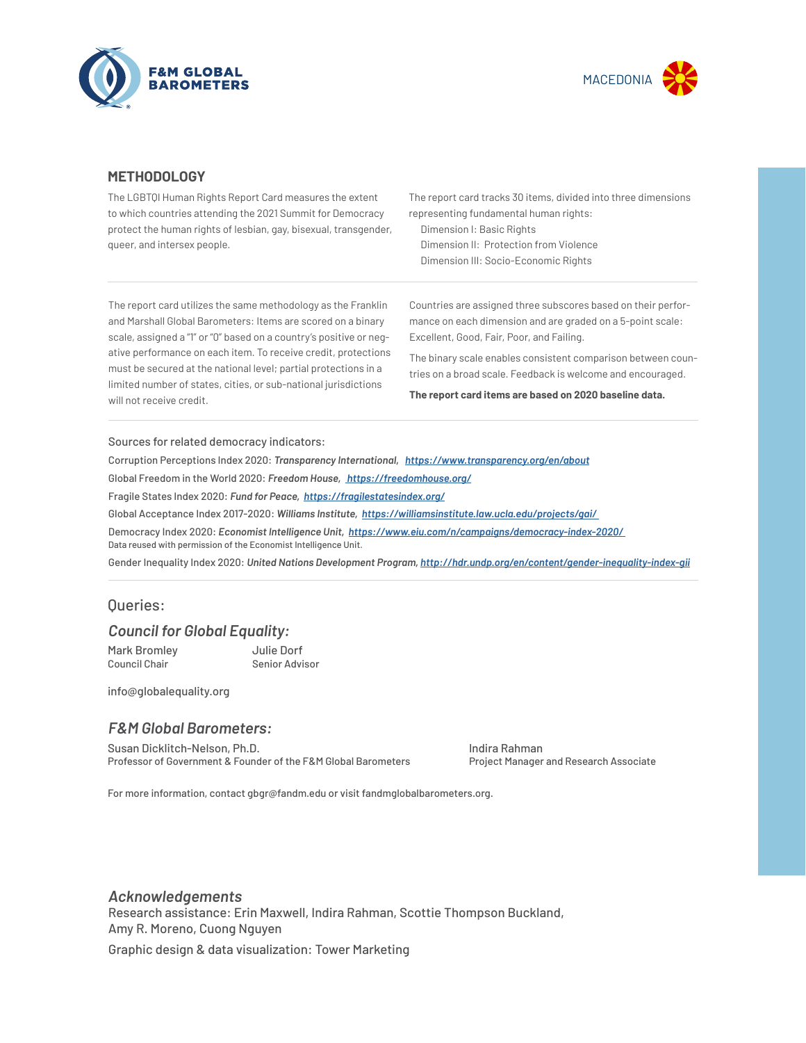F&M GLOBAL BAROMETERS

MACEDONIA

## METHODOLOGY

The LGBTQI Human Rights Report Card measures the extent to which countries attending the 2021 Summit for Democracy protect the human rights of lesbian, gay, bisexual, transgender, queer, and intersex people.

The report card tracks 30 items, divided into three dimensions representing fundamental human rights:

- Dimension I: Basic Rights
- Dimension II: Protection from Violence
- Dimension III: Socio-Economic Rights

The report card utilizes the same methodology as the Franklin and Marshall Global Barometers: Items are scored on a binary scale, assigned a "1" or "0" based on a country's positive or negative performance on each item. To receive credit, protections must be secured at the national level; partial protections in a limited number of states, cities, or sub-national jurisdictions will not receive credit.

Countries are assigned three subscores based on their performance on each dimension and are graded on a 5-point scale: Excellent, Good, Fair, Poor, and Failing.

The binary scale enables consistent comparison between countries on a broad scale. Feedback is welcome and encouraged.

**The report card items are based on 2020 baseline data.**

Sources for related democracy indicators:

Corruption Perceptions Index 2020: ***Transparency International,*** ***https://www.transparency.org/en/about***

Global Freedom in the World 2020: ***Freedom House,*** ***https://freedomhouse.org/***

Fragile States Index 2020: ***Fund for Peace,*** ***https://fragilestatesindex.org/***

Global Acceptance Index 2017-2020: ***Williams Institute,*** ***https://williamsinstitute.law.ucla.edu/projects/gai/***

Democracy Index 2020: ***Economist Intelligence Unit,*** ***https://www.eiu.com/n/campaigns/democracy-index-2020/***
Data reused with permission of the Economist Intelligence Unit.

Gender Inequality Index 2020: ***United Nations Development Program,*** ***http://hdr.undp.org/en/content/gender-inequality-index-gii***

## Queries:

### *Council for Global Equality:*

Mark Bromley
Council Chair

Julie Dorf
Senior Advisor

info@globalequality.org

### *F&M Global Barometers:*

Susan Dicklitch-Nelson, Ph.D.
Professor of Government & Founder of the F&M Global Barometers

Indira Rahman
Project Manager and Research Associate

For more information, contact gbgr@fandm.edu or visit fandmglobalbarometers.org.

### *Acknowledgements*

Research assistance: Erin Maxwell, Indira Rahman, Scottie Thompson Buckland, Amy R. Moreno, Cuong Nguyen

Graphic design & data visualization: Tower Marketing